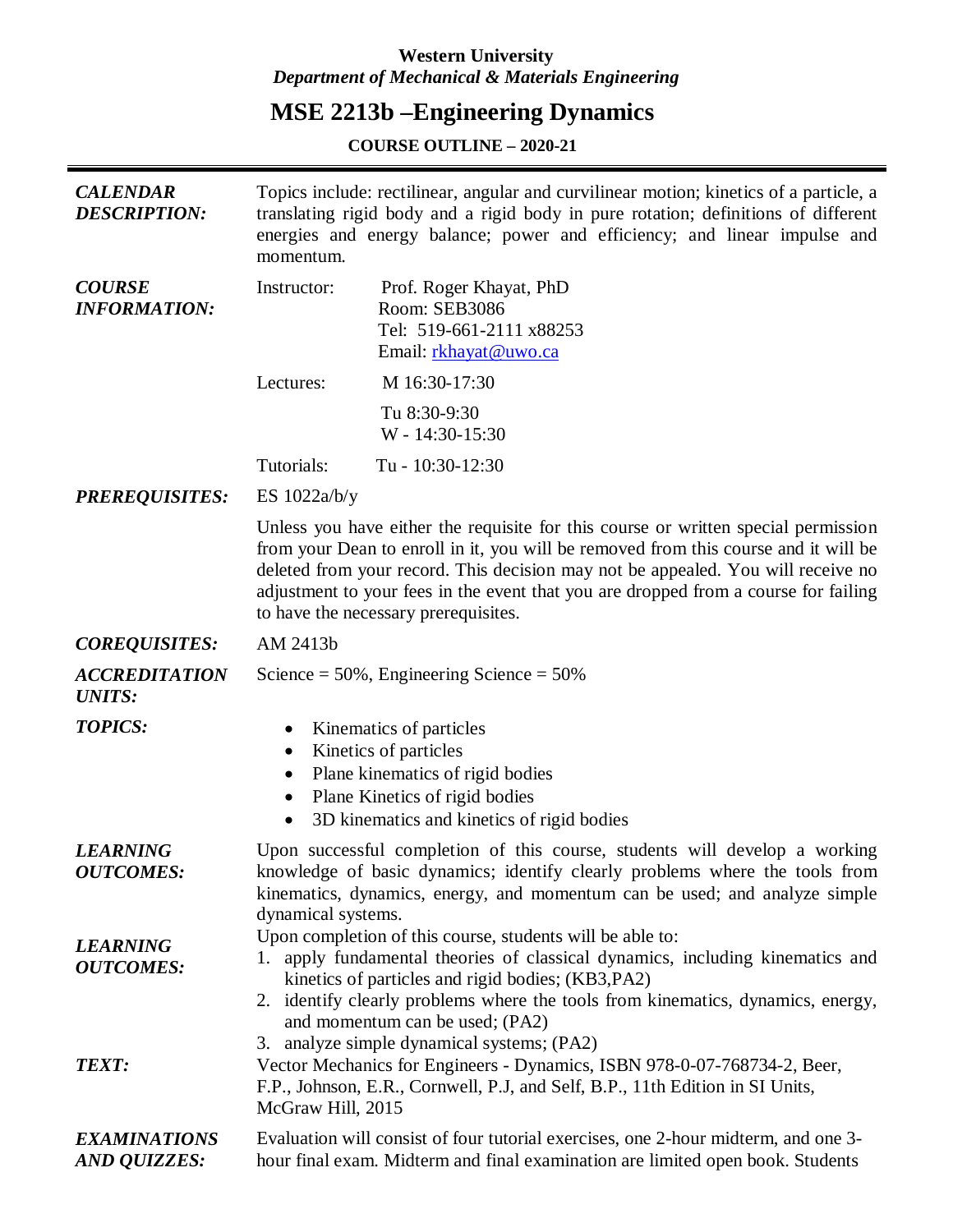**Western University**
***Department of Mechanical & Materials Engineering***

# MSE 2213b –Engineering Dynamics

**COURSE OUTLINE – 2020-21**

***CALENDAR DESCRIPTION:*** Topics include: rectilinear, angular and curvilinear motion; kinetics of a particle, a translating rigid body and a rigid body in pure rotation; definitions of different energies and energy balance; power and efficiency; and linear impulse and momentum.

***COURSE INFORMATION:***

Instructor: Prof. Roger Khayat, PhD
Room: SEB3086
Tel: 519-661-2111 x88253
Email: rkhayat@uwo.ca

Lectures: M 16:30-17:30
Tu 8:30-9:30
W - 14:30-15:30

Tutorials: Tu - 10:30-12:30

***PREREQUISITES:*** ES 1022a/b/y

Unless you have either the requisite for this course or written special permission from your Dean to enroll in it, you will be removed from this course and it will be deleted from your record. This decision may not be appealed. You will receive no adjustment to your fees in the event that you are dropped from a course for failing to have the necessary prerequisites.

***COREQUISITES:*** AM 2413b

***ACCREDITATION UNITS:*** Science = 50%, Engineering Science = 50%

***TOPICS:***

- Kinematics of particles
- Kinetics of particles
- Plane kinematics of rigid bodies
- Plane Kinetics of rigid bodies
- 3D kinematics and kinetics of rigid bodies

***LEARNING OUTCOMES:*** Upon successful completion of this course, students will develop a working knowledge of basic dynamics; identify clearly problems where the tools from kinematics, dynamics, energy, and momentum can be used; and analyze simple dynamical systems.

***LEARNING OUTCOMES:*** Upon completion of this course, students will be able to:

1. apply fundamental theories of classical dynamics, including kinematics and kinetics of particles and rigid bodies; (KB3,PA2)
2. identify clearly problems where the tools from kinematics, dynamics, energy, and momentum can be used; (PA2)
3. analyze simple dynamical systems; (PA2)

***TEXT:*** Vector Mechanics for Engineers - Dynamics, ISBN 978-0-07-768734-2, Beer, F.P., Johnson, E.R., Cornwell, P.J, and Self, B.P., 11th Edition in SI Units, McGraw Hill, 2015

***EXAMINATIONS AND QUIZZES:*** Evaluation will consist of four tutorial exercises, one 2-hour midterm, and one 3-hour final exam. Midterm and final examination are limited open book. Students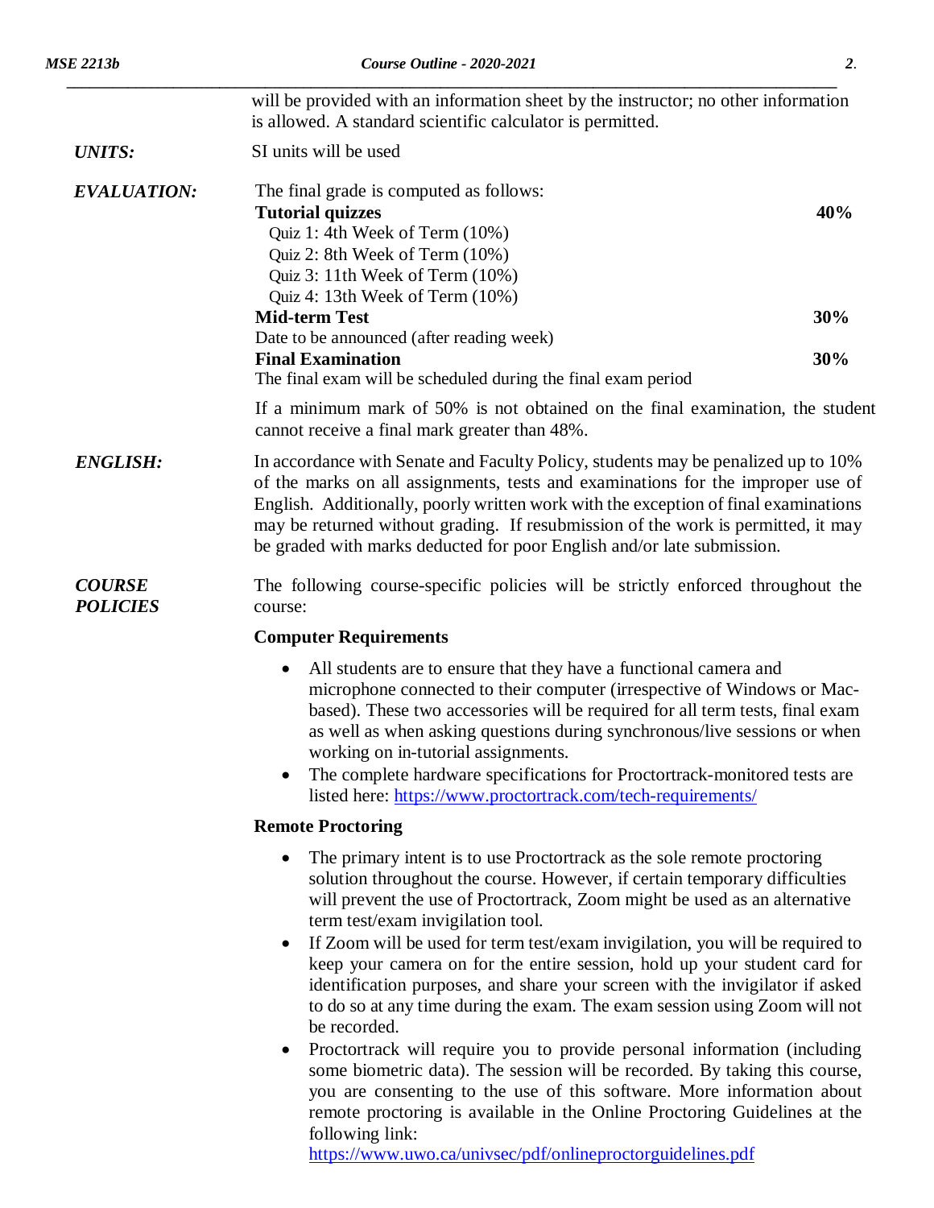will be provided with an information sheet by the instructor; no other information is allowed. A standard scientific calculator is permitted.

***UNITS:*** SI units will be used

***EVALUATION:***

The final grade is computed as follows:

| | |
|---|---|
| **Tutorial quizzes** | **40%** |
| Quiz 1: 4th Week of Term (10%) | |
| Quiz 2: 8th Week of Term (10%) | |
| Quiz 3: 11th Week of Term (10%) | |
| Quiz 4: 13th Week of Term (10%) | |
| **Mid-term Test** | **30%** |
| Date to be announced (after reading week) | |
| **Final Examination** | **30%** |
| The final exam will be scheduled during the final exam period | |

If a minimum mark of 50% is not obtained on the final examination, the student cannot receive a final mark greater than 48%.

***ENGLISH:***

In accordance with Senate and Faculty Policy, students may be penalized up to 10% of the marks on all assignments, tests and examinations for the improper use of English. Additionally, poorly written work with the exception of final examinations may be returned without grading. If resubmission of the work is permitted, it may be graded with marks deducted for poor English and/or late submission.

***COURSE POLICIES***

The following course-specific policies will be strictly enforced throughout the course:

**Computer Requirements**

- All students are to ensure that they have a functional camera and microphone connected to their computer (irrespective of Windows or Mac-based). These two accessories will be required for all term tests, final exam as well as when asking questions during synchronous/live sessions or when working on in-tutorial assignments.
- The complete hardware specifications for Proctortrack-monitored tests are listed here: https://www.proctortrack.com/tech-requirements/

**Remote Proctoring**

- The primary intent is to use Proctortrack as the sole remote proctoring solution throughout the course. However, if certain temporary difficulties will prevent the use of Proctortrack, Zoom might be used as an alternative term test/exam invigilation tool.
- If Zoom will be used for term test/exam invigilation, you will be required to keep your camera on for the entire session, hold up your student card for identification purposes, and share your screen with the invigilator if asked to do so at any time during the exam. The exam session using Zoom will not be recorded.
- Proctortrack will require you to provide personal information (including some biometric data). The session will be recorded. By taking this course, you are consenting to the use of this software. More information about remote proctoring is available in the Online Proctoring Guidelines at the following link: https://www.uwo.ca/univsec/pdf/onlineproctorguidelines.pdf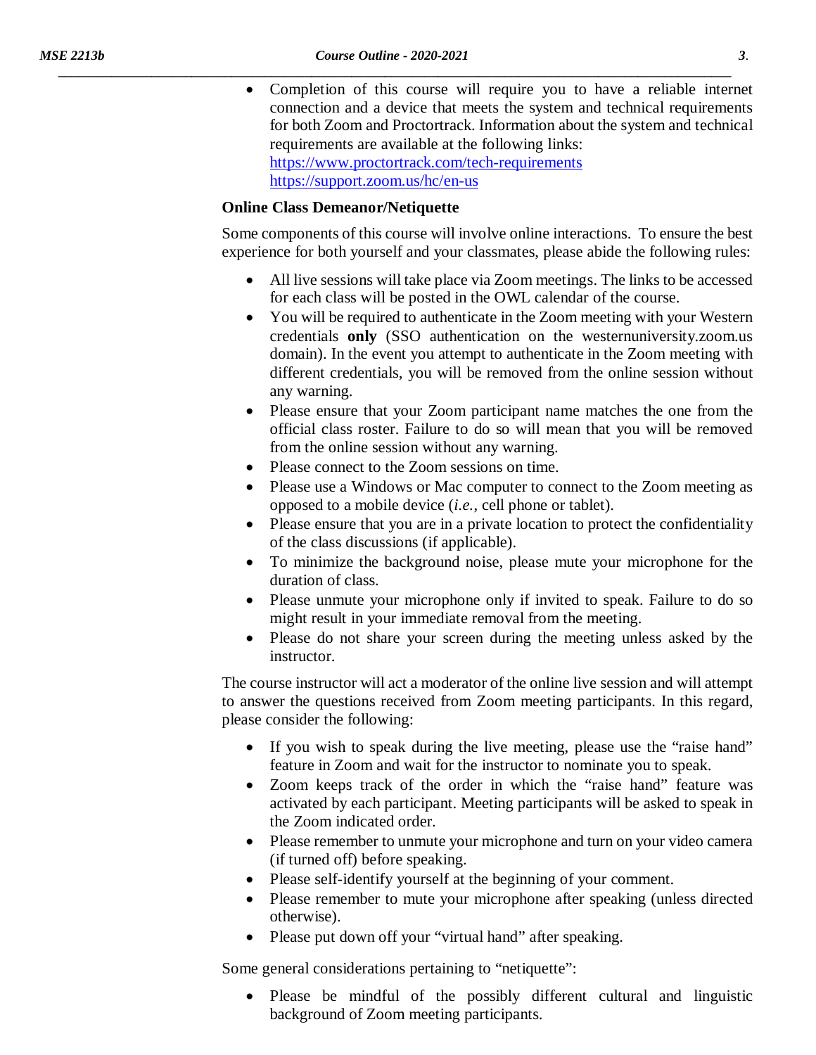- Completion of this course will require you to have a reliable internet connection and a device that meets the system and technical requirements for both Zoom and Proctortrack. Information about the system and technical requirements are available at the following links:
  https://www.proctortrack.com/tech-requirements
  https://support.zoom.us/hc/en-us

**Online Class Demeanor/Netiquette**

Some components of this course will involve online interactions. To ensure the best experience for both yourself and your classmates, please abide the following rules:

- All live sessions will take place via Zoom meetings. The links to be accessed for each class will be posted in the OWL calendar of the course.
- You will be required to authenticate in the Zoom meeting with your Western credentials **only** (SSO authentication on the westernuniversity.zoom.us domain). In the event you attempt to authenticate in the Zoom meeting with different credentials, you will be removed from the online session without any warning.
- Please ensure that your Zoom participant name matches the one from the official class roster. Failure to do so will mean that you will be removed from the online session without any warning.
- Please connect to the Zoom sessions on time.
- Please use a Windows or Mac computer to connect to the Zoom meeting as opposed to a mobile device (*i.e.*, cell phone or tablet).
- Please ensure that you are in a private location to protect the confidentiality of the class discussions (if applicable).
- To minimize the background noise, please mute your microphone for the duration of class.
- Please unmute your microphone only if invited to speak. Failure to do so might result in your immediate removal from the meeting.
- Please do not share your screen during the meeting unless asked by the instructor.

The course instructor will act a moderator of the online live session and will attempt to answer the questions received from Zoom meeting participants. In this regard, please consider the following:

- If you wish to speak during the live meeting, please use the "raise hand" feature in Zoom and wait for the instructor to nominate you to speak.
- Zoom keeps track of the order in which the "raise hand" feature was activated by each participant. Meeting participants will be asked to speak in the Zoom indicated order.
- Please remember to unmute your microphone and turn on your video camera (if turned off) before speaking.
- Please self-identify yourself at the beginning of your comment.
- Please remember to mute your microphone after speaking (unless directed otherwise).
- Please put down off your "virtual hand" after speaking.

Some general considerations pertaining to "netiquette":

- Please be mindful of the possibly different cultural and linguistic background of Zoom meeting participants.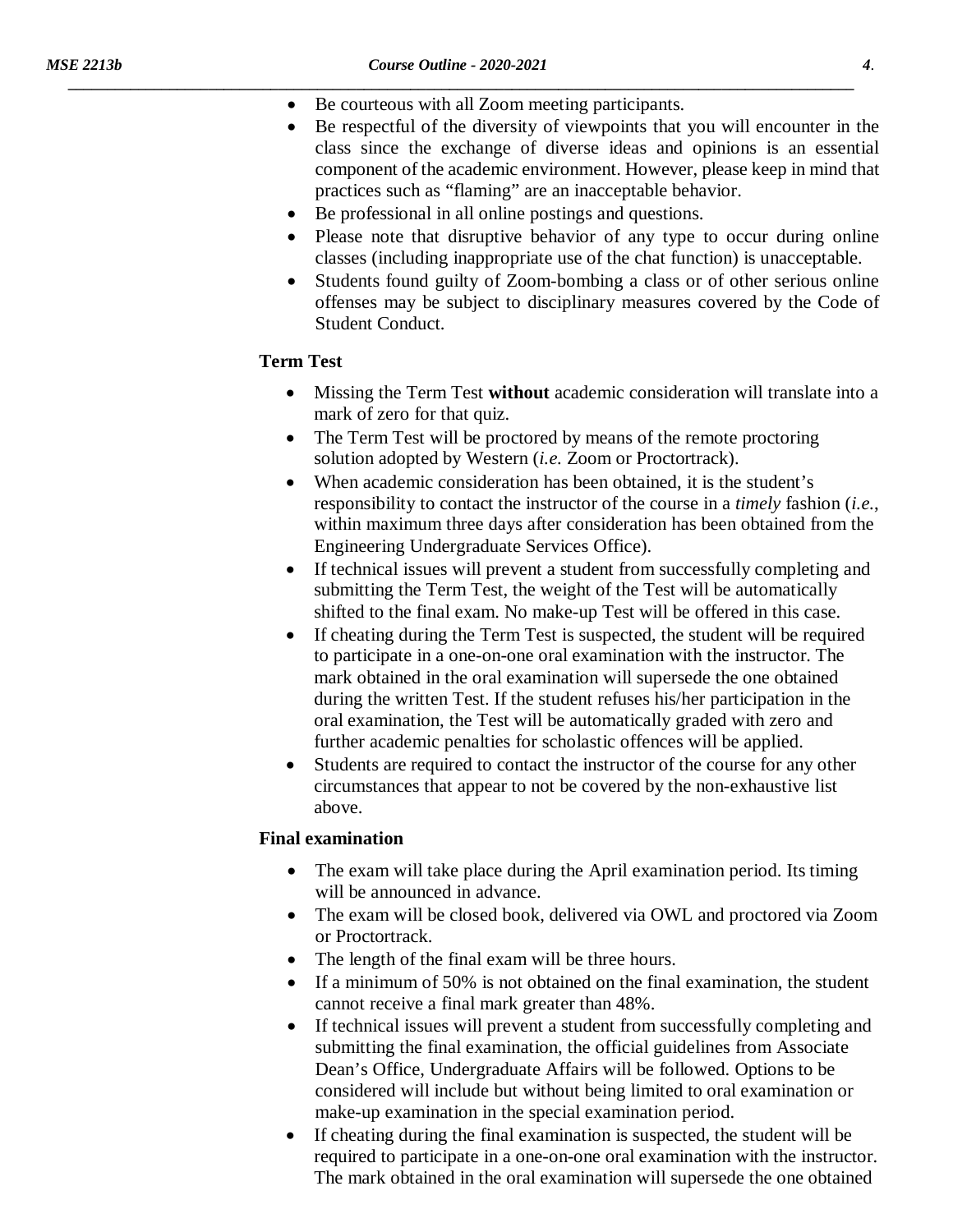- Be courteous with all Zoom meeting participants.
- Be respectful of the diversity of viewpoints that you will encounter in the class since the exchange of diverse ideas and opinions is an essential component of the academic environment. However, please keep in mind that practices such as "flaming" are an inacceptable behavior.
- Be professional in all online postings and questions.
- Please note that disruptive behavior of any type to occur during online classes (including inappropriate use of the chat function) is unacceptable.
- Students found guilty of Zoom-bombing a class or of other serious online offenses may be subject to disciplinary measures covered by the Code of Student Conduct.

**Term Test**

- Missing the Term Test **without** academic consideration will translate into a mark of zero for that quiz.
- The Term Test will be proctored by means of the remote proctoring solution adopted by Western (*i.e.* Zoom or Proctortrack).
- When academic consideration has been obtained, it is the student's responsibility to contact the instructor of the course in a *timely* fashion (*i.e.*, within maximum three days after consideration has been obtained from the Engineering Undergraduate Services Office).
- If technical issues will prevent a student from successfully completing and submitting the Term Test, the weight of the Test will be automatically shifted to the final exam. No make-up Test will be offered in this case.
- If cheating during the Term Test is suspected, the student will be required to participate in a one-on-one oral examination with the instructor. The mark obtained in the oral examination will supersede the one obtained during the written Test. If the student refuses his/her participation in the oral examination, the Test will be automatically graded with zero and further academic penalties for scholastic offences will be applied.
- Students are required to contact the instructor of the course for any other circumstances that appear to not be covered by the non-exhaustive list above.

**Final examination**

- The exam will take place during the April examination period. Its timing will be announced in advance.
- The exam will be closed book, delivered via OWL and proctored via Zoom or Proctortrack.
- The length of the final exam will be three hours.
- If a minimum of 50% is not obtained on the final examination, the student cannot receive a final mark greater than 48%.
- If technical issues will prevent a student from successfully completing and submitting the final examination, the official guidelines from Associate Dean's Office, Undergraduate Affairs will be followed. Options to be considered will include but without being limited to oral examination or make-up examination in the special examination period.
- If cheating during the final examination is suspected, the student will be required to participate in a one-on-one oral examination with the instructor. The mark obtained in the oral examination will supersede the one obtained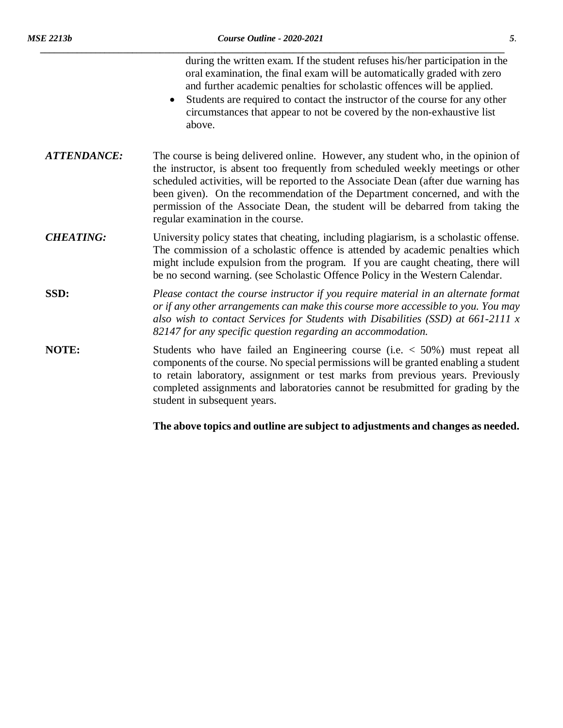during the written exam. If the student refuses his/her participation in the oral examination, the final exam will be automatically graded with zero and further academic penalties for scholastic offences will be applied.

- Students are required to contact the instructor of the course for any other circumstances that appear to not be covered by the non-exhaustive list above.

***ATTENDANCE:*** The course is being delivered online. However, any student who, in the opinion of the instructor, is absent too frequently from scheduled weekly meetings or other scheduled activities, will be reported to the Associate Dean (after due warning has been given). On the recommendation of the Department concerned, and with the permission of the Associate Dean, the student will be debarred from taking the regular examination in the course.

***CHEATING:*** University policy states that cheating, including plagiarism, is a scholastic offense. The commission of a scholastic offence is attended by academic penalties which might include expulsion from the program. If you are caught cheating, there will be no second warning. (see Scholastic Offence Policy in the Western Calendar.

**SSD:** *Please contact the course instructor if you require material in an alternate format or if any other arrangements can make this course more accessible to you. You may also wish to contact Services for Students with Disabilities (SSD) at 661-2111 x 82147 for any specific question regarding an accommodation.*

**NOTE:** Students who have failed an Engineering course (i.e. < 50%) must repeat all components of the course. No special permissions will be granted enabling a student to retain laboratory, assignment or test marks from previous years. Previously completed assignments and laboratories cannot be resubmitted for grading by the student in subsequent years.

**The above topics and outline are subject to adjustments and changes as needed.**